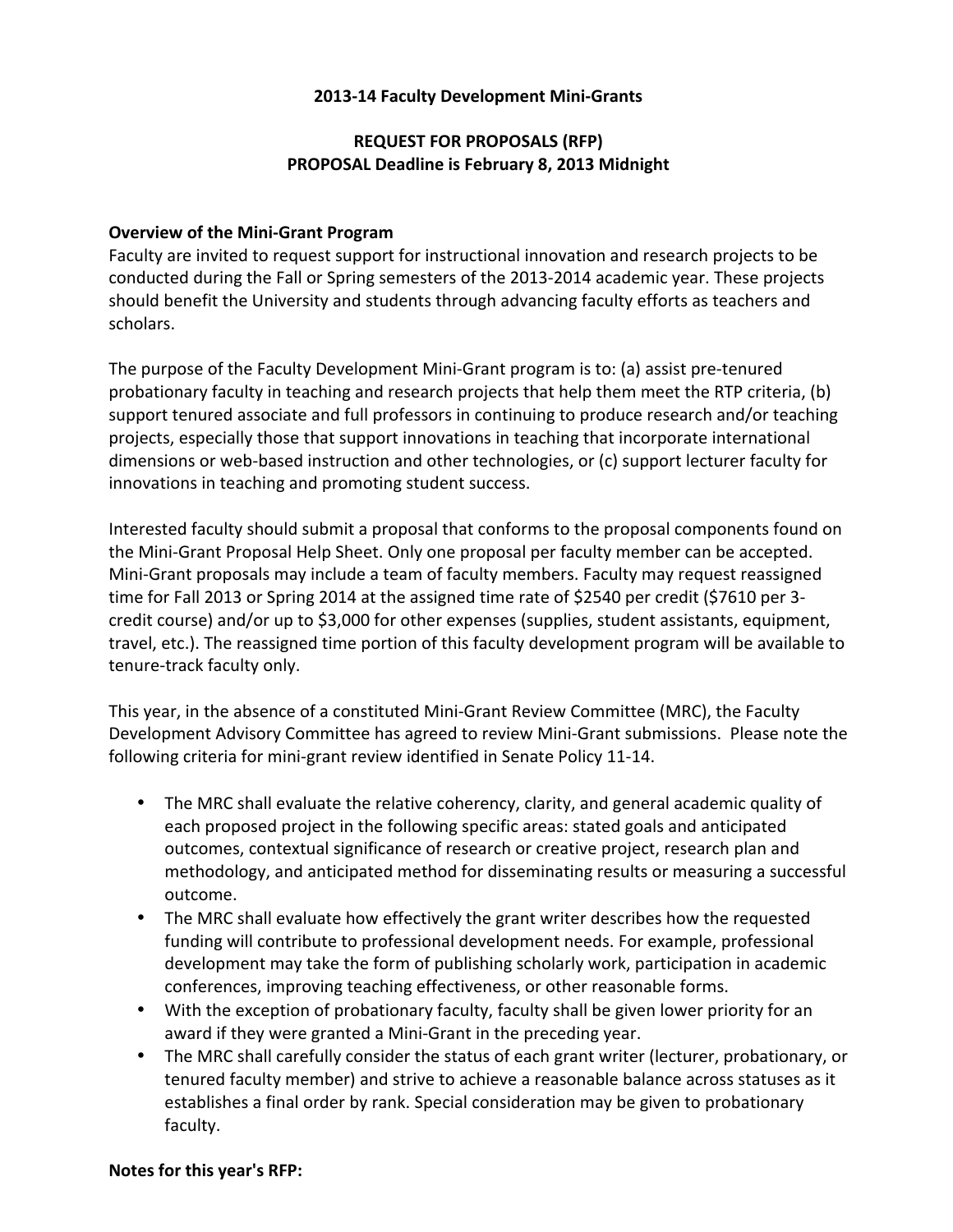**2013-14 Faculty Development Mini-Grants**

**REQUEST FOR PROPOSALS (RFP)**
**PROPOSAL Deadline is February 8, 2013 Midnight**

**Overview of the Mini-Grant Program**

Faculty are invited to request support for instructional innovation and research projects to be conducted during the Fall or Spring semesters of the 2013-2014 academic year. These projects should benefit the University and students through advancing faculty efforts as teachers and scholars.

The purpose of the Faculty Development Mini-Grant program is to: (a) assist pre-tenured probationary faculty in teaching and research projects that help them meet the RTP criteria, (b) support tenured associate and full professors in continuing to produce research and/or teaching projects, especially those that support innovations in teaching that incorporate international dimensions or web-based instruction and other technologies, or (c) support lecturer faculty for innovations in teaching and promoting student success.

Interested faculty should submit a proposal that conforms to the proposal components found on the Mini-Grant Proposal Help Sheet. Only one proposal per faculty member can be accepted. Mini-Grant proposals may include a team of faculty members. Faculty may request reassigned time for Fall 2013 or Spring 2014 at the assigned time rate of $2540 per credit ($7610 per 3-credit course) and/or up to $3,000 for other expenses (supplies, student assistants, equipment, travel, etc.). The reassigned time portion of this faculty development program will be available to tenure-track faculty only.

This year, in the absence of a constituted Mini-Grant Review Committee (MRC), the Faculty Development Advisory Committee has agreed to review Mini-Grant submissions. Please note the following criteria for mini-grant review identified in Senate Policy 11-14.

- The MRC shall evaluate the relative coherency, clarity, and general academic quality of each proposed project in the following specific areas: stated goals and anticipated outcomes, contextual significance of research or creative project, research plan and methodology, and anticipated method for disseminating results or measuring a successful outcome.
- The MRC shall evaluate how effectively the grant writer describes how the requested funding will contribute to professional development needs. For example, professional development may take the form of publishing scholarly work, participation in academic conferences, improving teaching effectiveness, or other reasonable forms.
- With the exception of probationary faculty, faculty shall be given lower priority for an award if they were granted a Mini-Grant in the preceding year.
- The MRC shall carefully consider the status of each grant writer (lecturer, probationary, or tenured faculty member) and strive to achieve a reasonable balance across statuses as it establishes a final order by rank. Special consideration may be given to probationary faculty.

**Notes for this year's RFP:**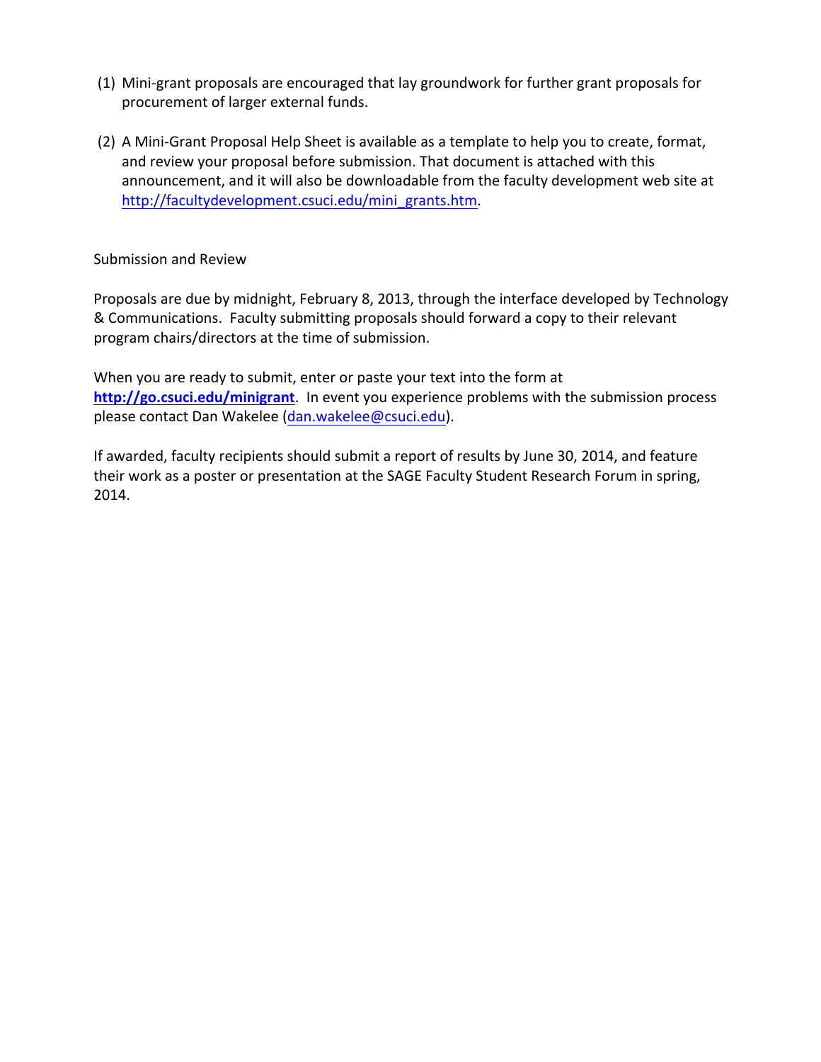(1) Mini-grant proposals are encouraged that lay groundwork for further grant proposals for procurement of larger external funds.

(2) A Mini-Grant Proposal Help Sheet is available as a template to help you to create, format, and review your proposal before submission. That document is attached with this announcement, and it will also be downloadable from the faculty development web site at http://facultydevelopment.csuci.edu/mini_grants.htm.

Submission and Review

Proposals are due by midnight, February 8, 2013, through the interface developed by Technology & Communications. Faculty submitting proposals should forward a copy to their relevant program chairs/directors at the time of submission.

When you are ready to submit, enter or paste your text into the form at **http://go.csuci.edu/minigrant**. In event you experience problems with the submission process please contact Dan Wakelee (dan.wakelee@csuci.edu).

If awarded, faculty recipients should submit a report of results by June 30, 2014, and feature their work as a poster or presentation at the SAGE Faculty Student Research Forum in spring, 2014.